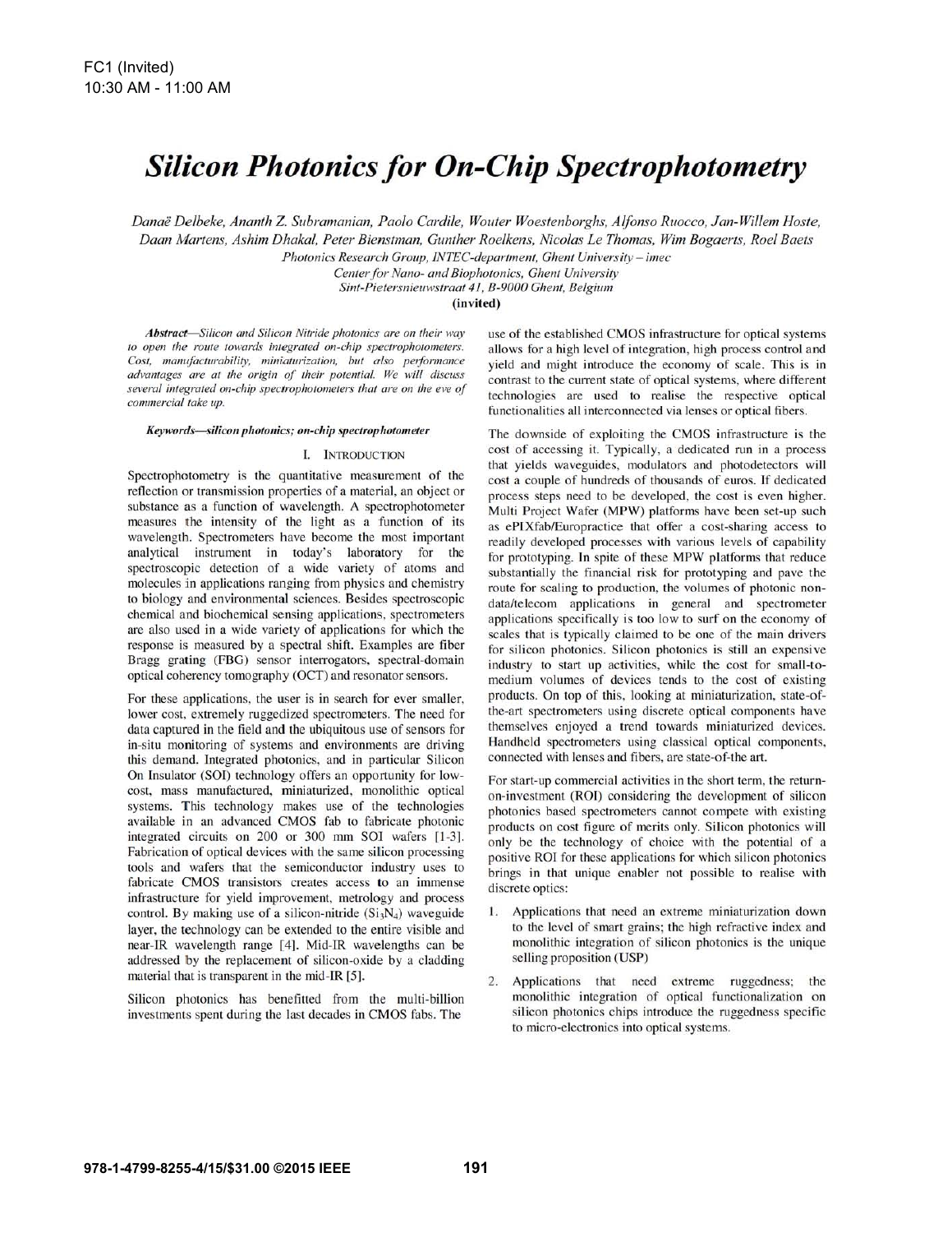FC1 (Invited)
10:30 AM - 11:00 AM

# Silicon Photonics for On-Chip Spectrophotometry

*Danaë Delbeke, Ananth Z. Subramanian, Paolo Cardile, Wouter Woestenborghs, Alfonso Ruocco, Jan-Willem Hoste, Daan Martens, Ashim Dhakal, Peter Bienstman, Gunther Roelkens, Nicolas Le Thomas, Wim Bogaerts, Roel Baets*

*Photonics Research Group, INTEC-department, Ghent University – imec*
*Center for Nano- and Biophotonics, Ghent University*
*Sint-Pietersnieuwstraat 41, B-9000 Ghent, Belgium*

**(invited)**

***Abstract*—*Silicon and Silicon Nitride photonics are on their way to open the route towards integrated on-chip spectrophotometers. Cost, manufacturability, miniaturization, but also performance advantages are at the origin of their potential. We will discuss several integrated on-chip spectrophotometers that are on the eve of commercial take up.***

***Keywords—silicon photonics; on-chip spectrophotometer***

## I. Introduction

Spectrophotometry is the quantitative measurement of the reflection or transmission properties of a material, an object or substance as a function of wavelength. A spectrophotometer measures the intensity of the light as a function of its wavelength. Spectrometers have become the most important analytical instrument in today's laboratory for the spectroscopic detection of a wide variety of atoms and molecules in applications ranging from physics and chemistry to biology and environmental sciences. Besides spectroscopic chemical and biochemical sensing applications, spectrometers are also used in a wide variety of applications for which the response is measured by a spectral shift. Examples are fiber Bragg grating (FBG) sensor interrogators, spectral-domain optical coherency tomography (OCT) and resonator sensors.

For these applications, the user is in search for ever smaller, lower cost, extremely ruggedized spectrometers. The need for data captured in the field and the ubiquitous use of sensors for in-situ monitoring of systems and environments are driving this demand. Integrated photonics, and in particular Silicon On Insulator (SOI) technology offers an opportunity for low-cost, mass manufactured, miniaturized, monolithic optical systems. This technology makes use of the technologies available in an advanced CMOS fab to fabricate photonic integrated circuits on 200 or 300 mm SOI wafers [1-3]. Fabrication of optical devices with the same silicon processing tools and wafers that the semiconductor industry uses to fabricate CMOS transistors creates access to an immense infrastructure for yield improvement, metrology and process control. By making use of a silicon-nitride ($Si_3N_4$) waveguide layer, the technology can be extended to the entire visible and near-IR wavelength range [4]. Mid-IR wavelengths can be addressed by the replacement of silicon-oxide by a cladding material that is transparent in the mid-IR [5].

Silicon photonics has benefitted from the multi-billion investments spent during the last decades in CMOS fabs. The use of the established CMOS infrastructure for optical systems allows for a high level of integration, high process control and yield and might introduce the economy of scale. This is in contrast to the current state of optical systems, where different technologies are used to realise the respective optical functionalities all interconnected via lenses or optical fibers.

The downside of exploiting the CMOS infrastructure is the cost of accessing it. Typically, a dedicated run in a process that yields waveguides, modulators and photodetectors will cost a couple of hundreds of thousands of euros. If dedicated process steps need to be developed, the cost is even higher. Multi Project Wafer (MPW) platforms have been set-up such as ePIXfab/Europractice that offer a cost-sharing access to readily developed processes with various levels of capability for prototyping. In spite of these MPW platforms that reduce substantially the financial risk for prototyping and pave the route for scaling to production, the volumes of photonic non-data/telecom applications in general and spectrometer applications specifically is too low to surf on the economy of scales that is typically claimed to be one of the main drivers for silicon photonics. Silicon photonics is still an expensive industry to start up activities, while the cost for small-to-medium volumes of devices tends to the cost of existing products. On top of this, looking at miniaturization, state-of-the-art spectrometers using discrete optical components have themselves enjoyed a trend towards miniaturized devices. Handheld spectrometers using classical optical components, connected with lenses and fibers, are state-of-the art.

For start-up commercial activities in the short term, the return-on-investment (ROI) considering the development of silicon photonics based spectrometers cannot compete with existing products on cost figure of merits only. Silicon photonics will only be the technology of choice with the potential of a positive ROI for these applications for which silicon photonics brings in that unique enabler not possible to realise with discrete optics:

1. Applications that need an extreme miniaturization down to the level of smart grains; the high refractive index and monolithic integration of silicon photonics is the unique selling proposition (USP)
2. Applications that need extreme ruggedness; the monolithic integration of optical functionalization on silicon photonics chips introduce the ruggedness specific to micro-electronics into optical systems.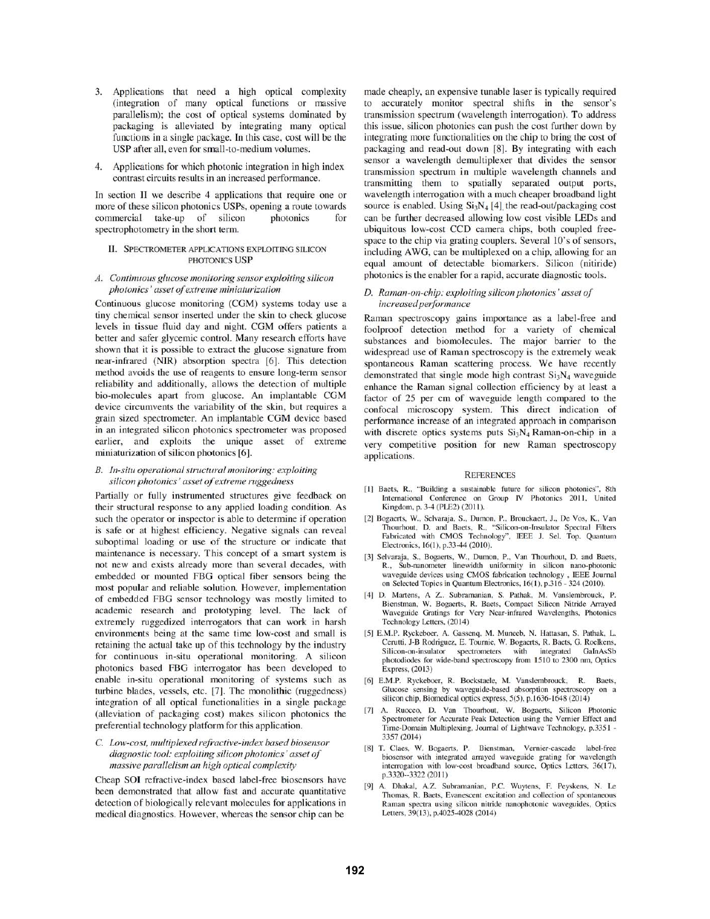3. Applications that need a high optical complexity (integration of many optical functions or massive parallelism); the cost of optical systems dominated by packaging is alleviated by integrating many optical functions in a single package. In this case, cost will be the USP after all, even for small-to-medium volumes.
4. Applications for which photonic integration in high index contrast circuits results in an increased performance.

In section II we describe 4 applications that require one or more of these silicon photonics USPs, opening a route towards commercial take-up of silicon photonics for spectrophotometry in the short term.

## II. Spectrometer Applications Exploiting Silicon Photonics USP

### *A. Continuous glucose monitoring sensor exploiting silicon photonics' asset of extreme miniaturization*

Continuous glucose monitoring (CGM) systems today use a tiny chemical sensor inserted under the skin to check glucose levels in tissue fluid day and night. CGM offers patients a better and safer glycemic control. Many research efforts have shown that it is possible to extract the glucose signature from near-infrared (NIR) absorption spectra [6]. This detection method avoids the use of reagents to ensure long-term sensor reliability and additionally, allows the detection of multiple bio-molecules apart from glucose. An implantable CGM device circumvents the variability of the skin, but requires a grain sized spectrometer. An implantable CGM device based in an integrated silicon photonics spectrometer was proposed earlier, and exploits the unique asset of extreme miniaturization of silicon photonics [6].

### *B. In-situ operational structural monitoring: exploiting silicon photonics' asset of extreme ruggedness*

Partially or fully instrumented structures give feedback on their structural response to any applied loading condition. As such the operator or inspector is able to determine if operation is safe or at highest efficiency. Negative signals can reveal suboptimal loading or use of the structure or indicate that maintenance is necessary. This concept of a smart system is not new and exists already more than several decades, with embedded or mounted FBG optical fiber sensors being the most popular and reliable solution. However, implementation of embedded FBG sensor technology was mostly limited to academic research and prototyping level. The lack of extremely ruggedized interrogators that can work in harsh environments being at the same time low-cost and small is retaining the actual take up of this technology by the industry for continuous in-situ operational monitoring. A silicon photonics based FBG interrogator has been developed to enable in-situ operational monitoring of systems such as turbine blades, vessels, etc. [7]. The monolithic (ruggedness) integration of all optical functionalities in a single package (alleviation of packaging cost) makes silicon photonics the preferential technology platform for this application.

### *C. Low-cost, multiplexed refractive-index based biosensor diagnostic tool: exploiting silicon photonics' asset of massive parallelism an high optical complexity*

Cheap SOI refractive-index based label-free biosensors have been demonstrated that allow fast and accurate quantitative detection of biologically relevant molecules for applications in medical diagnostics. However, whereas the sensor chip can be made cheaply, an expensive tunable laser is typically required to accurately monitor spectral shifts in the sensor's transmission spectrum (wavelength interrogation). To address this issue, silicon photonics can push the cost further down by integrating more functionalities on the chip to bring the cost of packaging and read-out down [8]. By integrating with each sensor a wavelength demultiplexer that divides the sensor transmission spectrum in multiple wavelength channels and transmitting them to spatially separated output ports, wavelength interrogation with a much cheaper broadband light source is enabled. Using $Si_3N_4$ [4] the read-out/packaging cost can be further decreased allowing low cost visible LEDs and ubiquitous low-cost CCD camera chips, both coupled free-space to the chip via grating couplers. Several 10's of sensors, including AWG, can be multiplexed on a chip, allowing for an equal amount of detectable biomarkers. Silicon (nitride) photonics is the enabler for a rapid, accurate diagnostic tools.

### *D. Raman-on-chip: exploiting silicon photonics' asset of increased performance*

Raman spectroscopy gains importance as a label-free and foolproof detection method for a variety of chemical substances and biomolecules. The major barrier to the widespread use of Raman spectroscopy is the extremely weak spontaneous Raman scattering process. We have recently demonstrated that single mode high contrast $Si_3N_4$ waveguide enhance the Raman signal collection efficiency by at least a factor of 25 per cm of waveguide length compared to the confocal microscopy system. This direct indication of performance increase of an integrated approach in comparison with discrete optics systems puts $Si_3N_4$ Raman-on-chip in a very competitive position for new Raman spectroscopy applications.

## References

[1] Baets, R., "Building a sustainable future for silicon photonics", 8th International Conference on Group IV Photonics 2011, United Kingdom, p. 3-4 (PLE2) (2011).

[2] Bogaerts, W., Selvaraja, S., Dumon, P., Brouckaert, J., De Vos, K., Van Thourhout, D. and Baets, R., "Silicon-on-Insulator Spectral Filters Fabricated with CMOS Technology", IEEE J. Sel. Top. Quantum Electronics, 16(1), p.33-44 (2010).

[3] Selvaraja, S., Bogaerts, W., Dumon, P., Van Thourhout, D. and Baets, R., Sub-nanometer linewidth uniformity in silicon nano-photonic waveguide devices using CMOS fabrication technology , IEEE Journal on Selected Topics in Quantum Electronics, 16(1), p.316 - 324 (2010).

[4] D. Martens, A Z.. Subramanian, S. Pathak, M. Vanslembrouck, P. Bienstman, W. Bogaerts, R. Baets, Compact Silicon Nitride Arrayed Waveguide Gratings for Very Near-infrared Wavelengths, Photonics Technology Letters, (2014)

[5] E.M.P. Ryckeboer, A. Gassenq, M. Muneeb, N. Hattasan, S. Pathak, L. Cerutti, J-B Rodriguez, E. Tournie, W. Bogaerts, R. Baets, G. Roelkens, Silicon-on-insulator spectrometers with integrated GaInAsSb photodiodes for wide-band spectroscopy from 1510 to 2300 nm, Optics Express, (2013)

[6] E.M.P. Ryckeboer, R. Bockstaele, M. Vanslembrouck, R. Baets, Glucose sensing by waveguide-based absorption spectroscopy on a silicon chip, Biomedical optics express, 5(5), p.1636-1648 (2014)

[7] A. Ruocco, D. Van Thourhout, W. Bogaerts, Silicon Photonic Spectrometer for Accurate Peak Detection using the Vernier Effect and Time-Domain Multiplexing, Journal of Lightwave Technology, p.3351 - 3357 (2014)

[8] T. Claes, W. Bogaerts, P. Bienstman, Vernier-cascade label-free biosensor with integrated arrayed waveguide grating for wavelength interrogation with low-cost broadband source, Optics Letters, 36(17), p.3320--3322 (2011)

[9] A. Dhakal, A.Z. Subramanian, P.C. Wuytens, F. Peyskens, N. Le Thomas, R. Baets, Evanescent excitation and collection of spontaneous Raman spectra using silicon nitride nanophotonic waveguides, Optics Letters, 39(13), p.4025-4028 (2014)